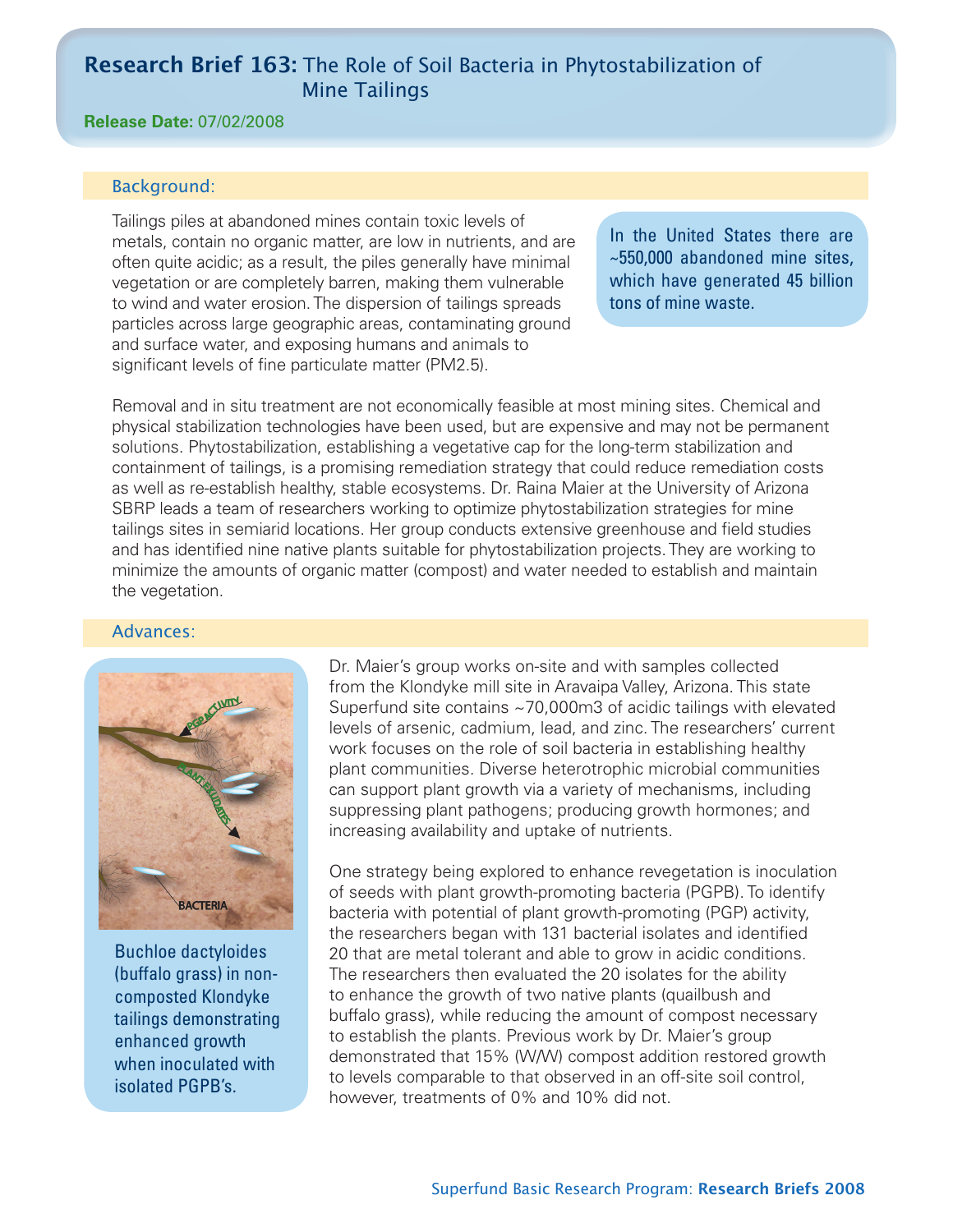# Research Brief 163: The Role of Soil Bacteria in Phytostabilization of Mine Tailings

**Release Date:** 07/02/2008

## Background:

Tailings piles at abandoned mines contain toxic levels of metals, contain no organic matter, are low in nutrients, and are often quite acidic; as a result, the piles generally have minimal vegetation or are completely barren, making them vulnerable to wind and water erosion. The dispersion of tailings spreads particles across large geographic areas, contaminating ground and surface water, and exposing humans and animals to significant levels of fine particulate matter (PM2.5).

In the United States there are ~550,000 abandoned mine sites, which have generated 45 billion tons of mine waste.

Removal and in situ treatment are not economically feasible at most mining sites. Chemical and physical stabilization technologies have been used, but are expensive and may not be permanent solutions. Phytostabilization, establishing a vegetative cap for the long-term stabilization and containment of tailings, is a promising remediation strategy that could reduce remediation costs as well as re-establish healthy, stable ecosystems. Dr. Raina Maier at the University of Arizona SBRP leads a team of researchers working to optimize phytostabilization strategies for mine tailings sites in semiarid locations. Her group conducts extensive greenhouse and field studies and has identified nine native plants suitable for phytostabilization projects. They are working to minimize the amounts of organic matter (compost) and water needed to establish and maintain the vegetation.

## Advances:

Buchloe dactyloides (buffalo grass) in non-composted Klondyke tailings demonstrating enhanced growth when inoculated with isolated PGPB's.

Dr. Maier's group works on-site and with samples collected from the Klondyke mill site in Aravaipa Valley, Arizona. This state Superfund site contains ~70,000m3 of acidic tailings with elevated levels of arsenic, cadmium, lead, and zinc. The researchers' current work focuses on the role of soil bacteria in establishing healthy plant communities. Diverse heterotrophic microbial communities can support plant growth via a variety of mechanisms, including suppressing plant pathogens; producing growth hormones; and increasing availability and uptake of nutrients.

One strategy being explored to enhance revegetation is inoculation of seeds with plant growth-promoting bacteria (PGPB). To identify bacteria with potential of plant growth-promoting (PGP) activity, the researchers began with 131 bacterial isolates and identified 20 that are metal tolerant and able to grow in acidic conditions. The researchers then evaluated the 20 isolates for the ability to enhance the growth of two native plants (quailbush and buffalo grass), while reducing the amount of compost necessary to establish the plants. Previous work by Dr. Maier's group demonstrated that 15% (W/W) compost addition restored growth to levels comparable to that observed in an off-site soil control, however, treatments of 0% and 10% did not.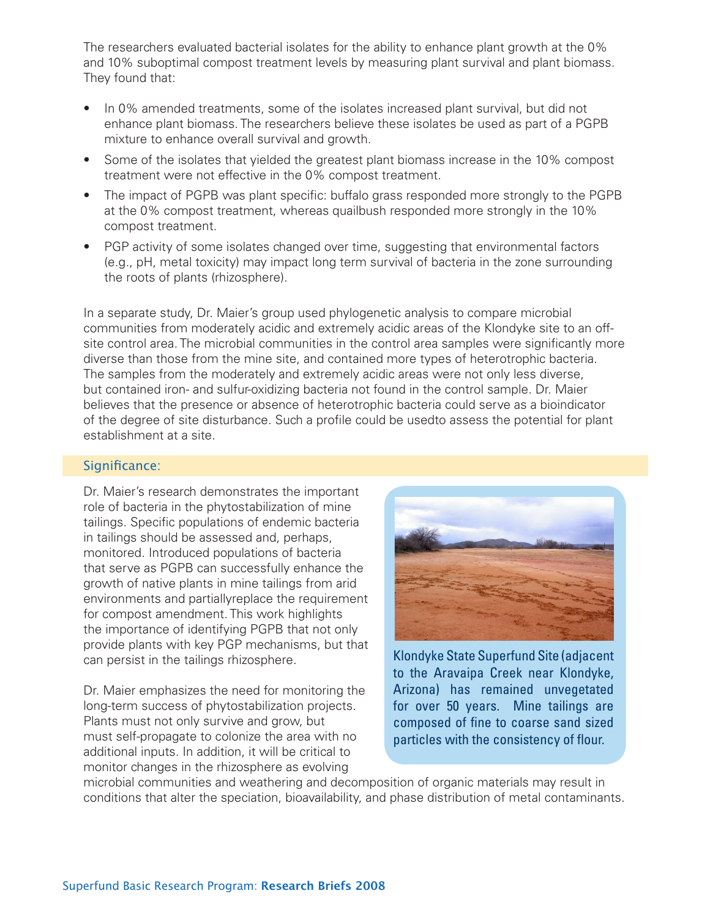The researchers evaluated bacterial isolates for the ability to enhance plant growth at the 0% and 10% suboptimal compost treatment levels by measuring plant survival and plant biomass. They found that:

- In 0% amended treatments, some of the isolates increased plant survival, but did not enhance plant biomass. The researchers believe these isolates be used as part of a PGPB mixture to enhance overall survival and growth.
- Some of the isolates that yielded the greatest plant biomass increase in the 10% compost treatment were not effective in the 0% compost treatment.
- The impact of PGPB was plant specific: buffalo grass responded more strongly to the PGPB at the 0% compost treatment, whereas quailbush responded more strongly in the 10% compost treatment.
- PGP activity of some isolates changed over time, suggesting that environmental factors (e.g., pH, metal toxicity) may impact long term survival of bacteria in the zone surrounding the roots of plants (rhizosphere).

In a separate study, Dr. Maier's group used phylogenetic analysis to compare microbial communities from moderately acidic and extremely acidic areas of the Klondyke site to an off-site control area. The microbial communities in the control area samples were significantly more diverse than those from the mine site, and contained more types of heterotrophic bacteria. The samples from the moderately and extremely acidic areas were not only less diverse, but contained iron- and sulfur-oxidizing bacteria not found in the control sample. Dr. Maier believes that the presence or absence of heterotrophic bacteria could serve as a bioindicator of the degree of site disturbance. Such a profile could be usedto assess the potential for plant establishment at a site.

## Significance:

Dr. Maier's research demonstrates the important role of bacteria in the phytostabilization of mine tailings. Specific populations of endemic bacteria in tailings should be assessed and, perhaps, monitored. Introduced populations of bacteria that serve as PGPB can successfully enhance the growth of native plants in mine tailings from arid environments and partiallyreplace the requirement for compost amendment. This work highlights the importance of identifying PGPB that not only provide plants with key PGP mechanisms, but that can persist in the tailings rhizosphere.

Dr. Maier emphasizes the need for monitoring the long-term success of phytostabilization projects. Plants must not only survive and grow, but must self-propagate to colonize the area with no additional inputs. In addition, it will be critical to monitor changes in the rhizosphere as evolving microbial communities and weathering and decomposition of organic materials may result in conditions that alter the speciation, bioavailability, and phase distribution of metal contaminants.

Klondyke State Superfund Site (adjacent to the Aravaipa Creek near Klondyke, Arizona) has remained unvegetated for over 50 years. Mine tailings are composed of fine to coarse sand sized particles with the consistency of flour.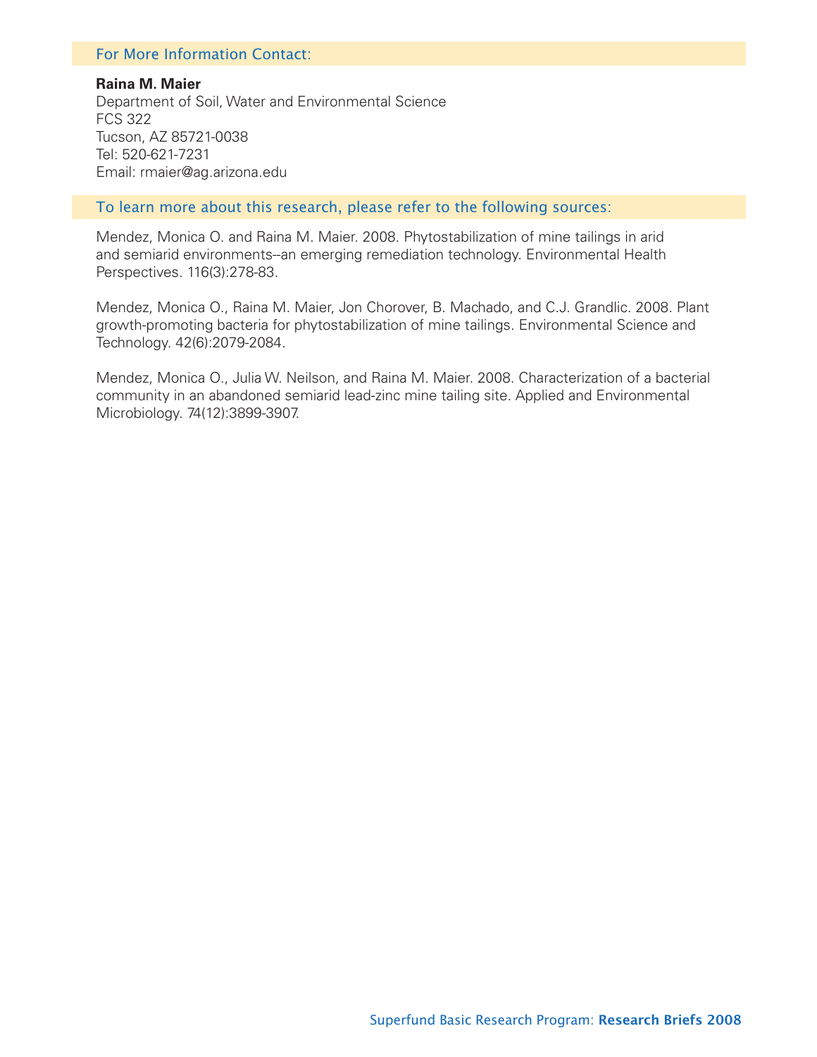## For More Information Contact:

**Raina M. Maier**
Department of Soil, Water and Environmental Science
FCS 322
Tucson, AZ 85721-0038
Tel: 520-621-7231
Email: rmaier@ag.arizona.edu

## To learn more about this research, please refer to the following sources:

Mendez, Monica O. and Raina M. Maier. 2008. Phytostabilization of mine tailings in arid and semiarid environments--an emerging remediation technology. Environmental Health Perspectives. 116(3):278-83.

Mendez, Monica O., Raina M. Maier, Jon Chorover, B. Machado, and C.J. Grandlic. 2008. Plant growth-promoting bacteria for phytostabilization of mine tailings. Environmental Science and Technology. 42(6):2079-2084.

Mendez, Monica O., Julia W. Neilson, and Raina M. Maier. 2008. Characterization of a bacterial community in an abandoned semiarid lead-zinc mine tailing site. Applied and Environmental Microbiology. 74(12):3899-3907.